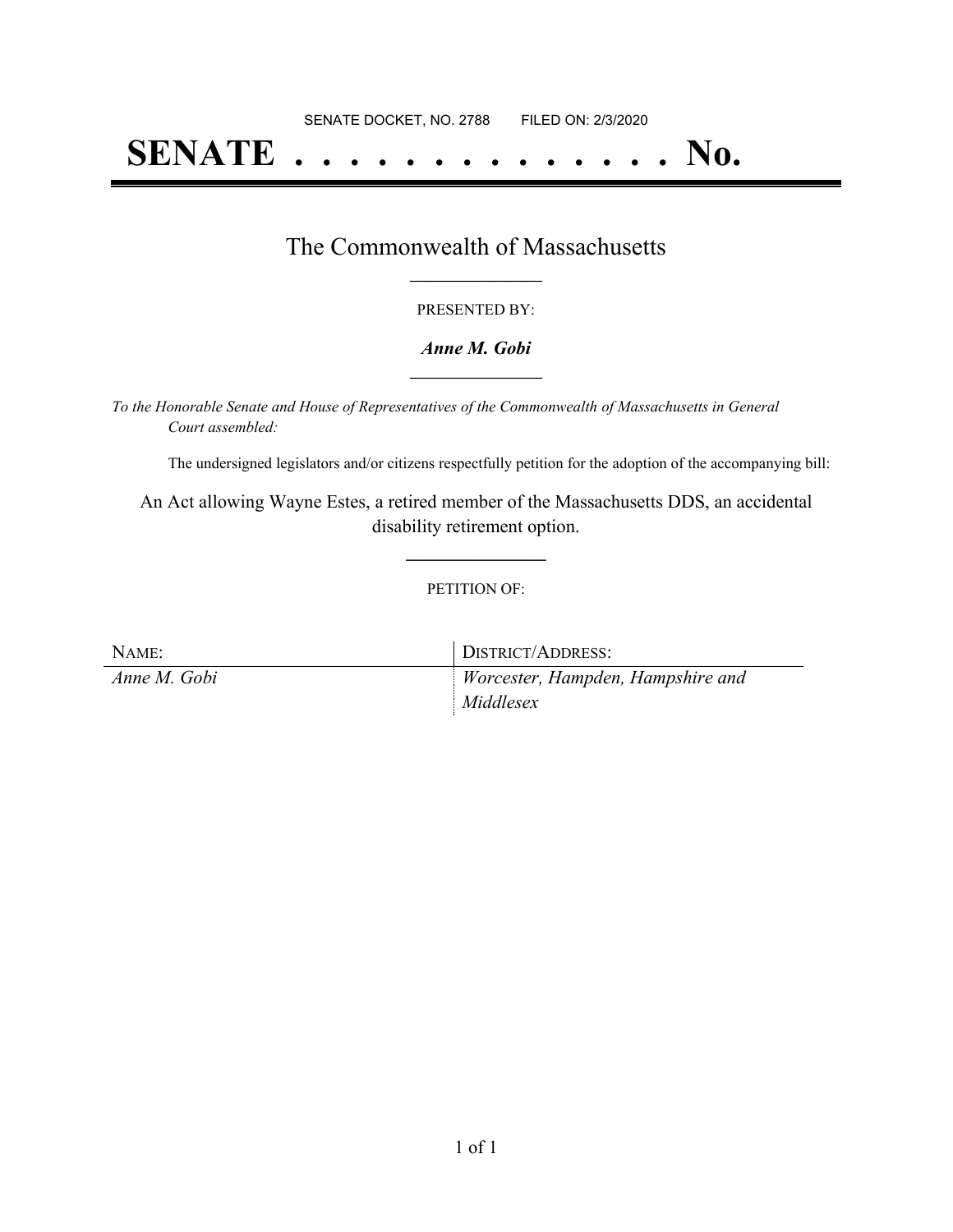SENATE DOCKET, NO. 2788        FILED ON: 2/3/2020

# SENATE . . . . . . . . . . . . . . No.

## The Commonwealth of Massachusetts

PRESENTED BY:

***Anne M. Gobi***

*To the Honorable Senate and House of Representatives of the Commonwealth of Massachusetts in General Court assembled:*

The undersigned legislators and/or citizens respectfully petition for the adoption of the accompanying bill:

An Act allowing Wayne Estes, a retired member of the Massachusetts DDS, an accidental disability retirement option.

PETITION OF:

| NAME: | DISTRICT/ADDRESS: |
| --- | --- |
| *Anne M. Gobi* | *Worcester, Hampden, Hampshire and Middlesex* |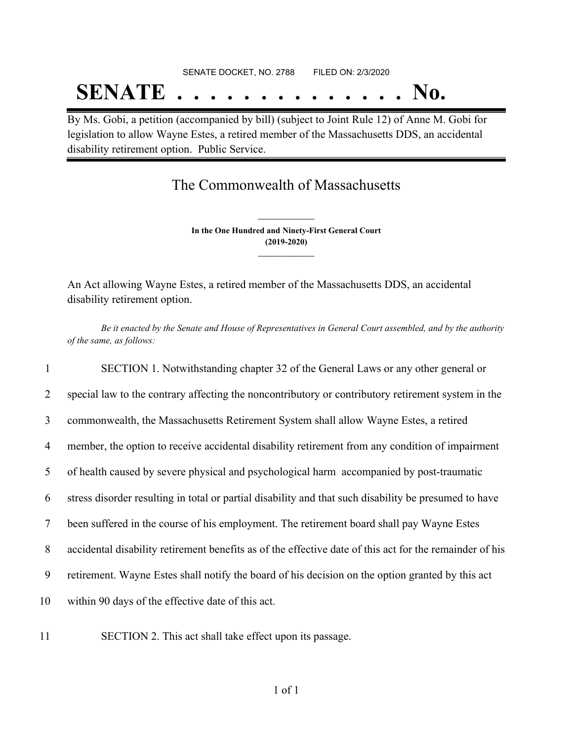SENATE DOCKET, NO. 2788        FILED ON: 2/3/2020

# SENATE . . . . . . . . . . . . . . No.

By Ms. Gobi, a petition (accompanied by bill) (subject to Joint Rule 12) of Anne M. Gobi for legislation to allow Wayne Estes, a retired member of the Massachusetts DDS, an accidental disability retirement option. Public Service.

## The Commonwealth of Massachusetts

**In the One Hundred and Ninety-First General Court**
**(2019-2020)**

An Act allowing Wayne Estes, a retired member of the Massachusetts DDS, an accidental disability retirement option.

*Be it enacted by the Senate and House of Representatives in General Court assembled, and by the authority of the same, as follows:*

1 SECTION 1. Notwithstanding chapter 32 of the General Laws or any other general or
2 special law to the contrary affecting the noncontributory or contributory retirement system in the
3 commonwealth, the Massachusetts Retirement System shall allow Wayne Estes, a retired
4 member, the option to receive accidental disability retirement from any condition of impairment
5 of health caused by severe physical and psychological harm accompanied by post-traumatic
6 stress disorder resulting in total or partial disability and that such disability be presumed to have
7 been suffered in the course of his employment. The retirement board shall pay Wayne Estes
8 accidental disability retirement benefits as of the effective date of this act for the remainder of his
9 retirement. Wayne Estes shall notify the board of his decision on the option granted by this act
10 within 90 days of the effective date of this act.

11 SECTION 2. This act shall take effect upon its passage.